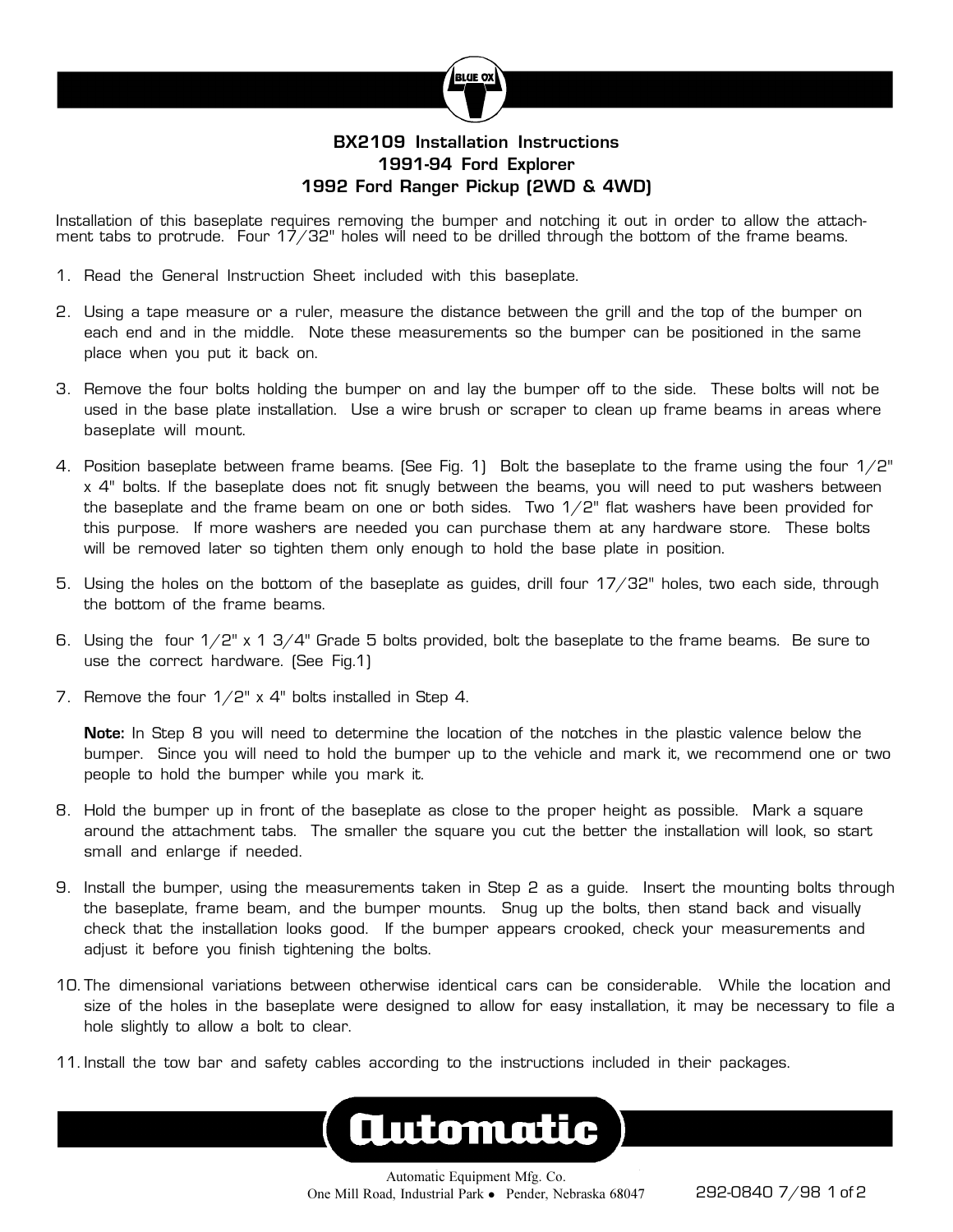# BX2109 Installation Instructions
## 1991-94 Ford Explorer
## 1992 Ford Ranger Pickup (2WD & 4WD)

Installation of this baseplate requires removing the bumper and notching it out in order to allow the attachment tabs to protrude. Four 17/32" holes will need to be drilled through the bottom of the frame beams.

1. Read the General Instruction Sheet included with this baseplate.

2. Using a tape measure or a ruler, measure the distance between the grill and the top of the bumper on each end and in the middle. Note these measurements so the bumper can be positioned in the same place when you put it back on.

3. Remove the four bolts holding the bumper on and lay the bumper off to the side. These bolts will not be used in the base plate installation. Use a wire brush or scraper to clean up frame beams in areas where baseplate will mount.

4. Position baseplate between frame beams. (See Fig. 1) Bolt the baseplate to the frame using the four 1/2" x 4" bolts. If the baseplate does not fit snugly between the beams, you will need to put washers between the baseplate and the frame beam on one or both sides. Two 1/2" flat washers have been provided for this purpose. If more washers are needed you can purchase them at any hardware store. These bolts will be removed later so tighten them only enough to hold the base plate in position.

5. Using the holes on the bottom of the baseplate as guides, drill four 17/32" holes, two each side, through the bottom of the frame beams.

6. Using the four 1/2" x 1 3/4" Grade 5 bolts provided, bolt the baseplate to the frame beams. Be sure to use the correct hardware. (See Fig.1)

7. Remove the four 1/2" x 4" bolts installed in Step 4.

   **Note:** In Step 8 you will need to determine the location of the notches in the plastic valence below the bumper. Since you will need to hold the bumper up to the vehicle and mark it, we recommend one or two people to hold the bumper while you mark it.

8. Hold the bumper up in front of the baseplate as close to the proper height as possible. Mark a square around the attachment tabs. The smaller the square you cut the better the installation will look, so start small and enlarge if needed.

9. Install the bumper, using the measurements taken in Step 2 as a guide. Insert the mounting bolts through the baseplate, frame beam, and the bumper mounts. Snug up the bolts, then stand back and visually check that the installation looks good. If the bumper appears crooked, check your measurements and adjust it before you finish tightening the bolts.

10. The dimensional variations between otherwise identical cars can be considerable. While the location and size of the holes in the baseplate were designed to allow for easy installation, it may be necessary to file a hole slightly to allow a bolt to clear.

11. Install the tow bar and safety cables according to the instructions included in their packages.

Automatic Equipment Mfg. Co.
One Mill Road, Industrial Park • Pender, Nebraska 68047

292-0840 7/98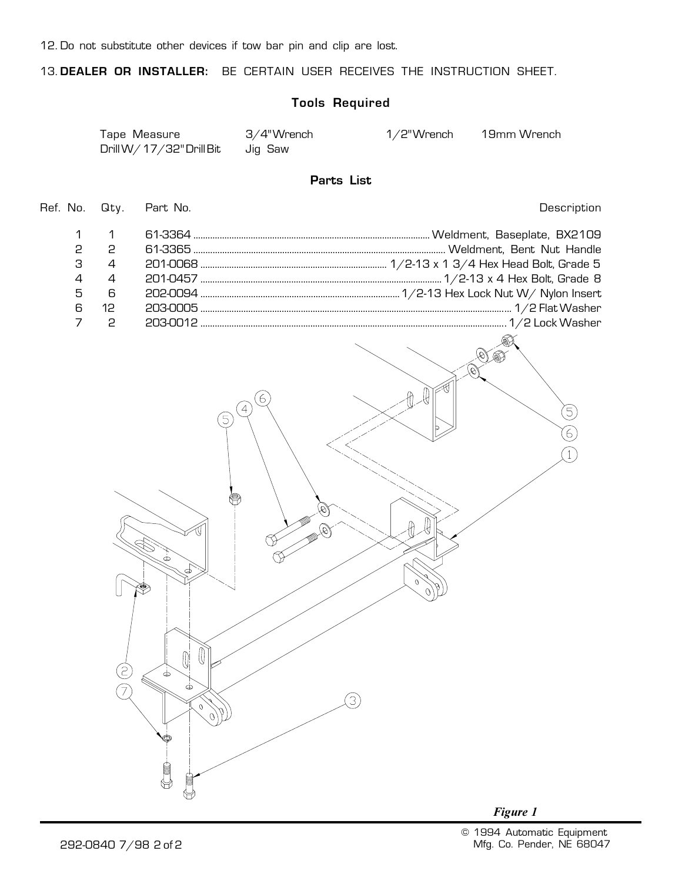12. Do not substitute other devices if tow bar pin and clip are lost.

13. **DEALER OR INSTALLER:** BE CERTAIN USER RECEIVES THE INSTRUCTION SHEET.

## Tools Required

| | | | |
|---|---|---|---|
| Tape Measure | 3/4" Wrench | 1/2" Wrench | 19mm Wrench |
| Drill W/ 17/32" Drill Bit | Jig Saw | | |

## Parts List

| Ref. No. | Qty. | Part No. | Description |
|---|---|---|---|
| 1 | 1 | 61-3364 | Weldment, Baseplate, BX2109 |
| 2 | 2 | 61-3365 | Weldment, Bent Nut Handle |
| 3 | 4 | 201-0068 | 1/2-13 x 1 3/4 Hex Head Bolt, Grade 5 |
| 4 | 4 | 201-0457 | 1/2-13 x 4 Hex Bolt, Grade 8 |
| 5 | 6 | 202-0094 | 1/2-13 Hex Lock Nut W/ Nylon Insert |
| 6 | 12 | 203-0005 | 1/2 Flat Washer |
| 7 | 2 | 203-0012 | 1/2 Lock Washer |

5
4
6
5
6
1
2
7
3

*Figure 1*

© 1994 Automatic Equipment Mfg. Co. Pender, NE 68047

292-0840 7/98